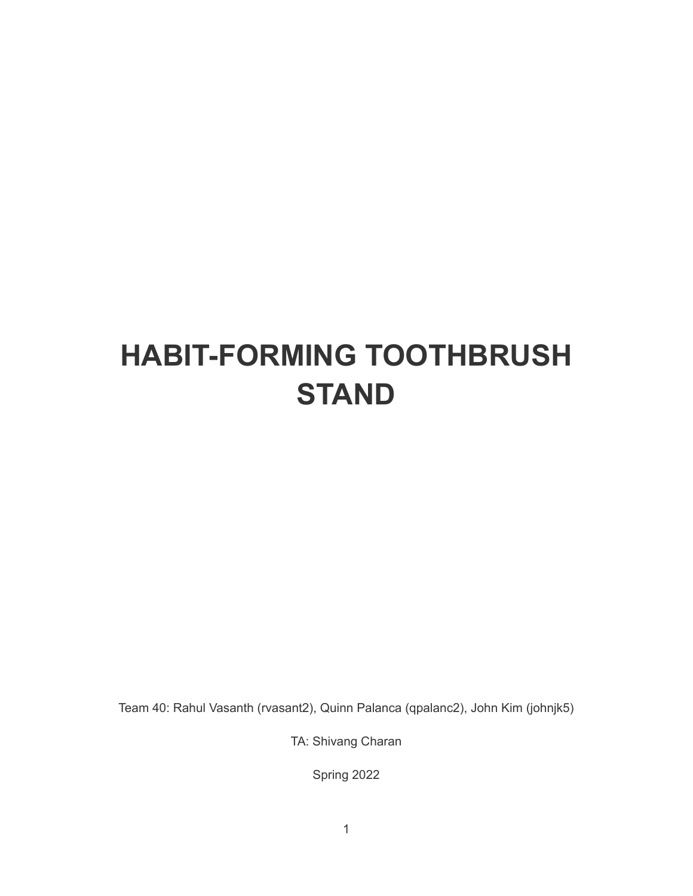# HABIT-FORMING TOOTHBRUSH STAND

Team 40: Rahul Vasanth (rvasant2), Quinn Palanca (qpalanc2), John Kim (johnjk5)

TA: Shivang Charan

Spring 2022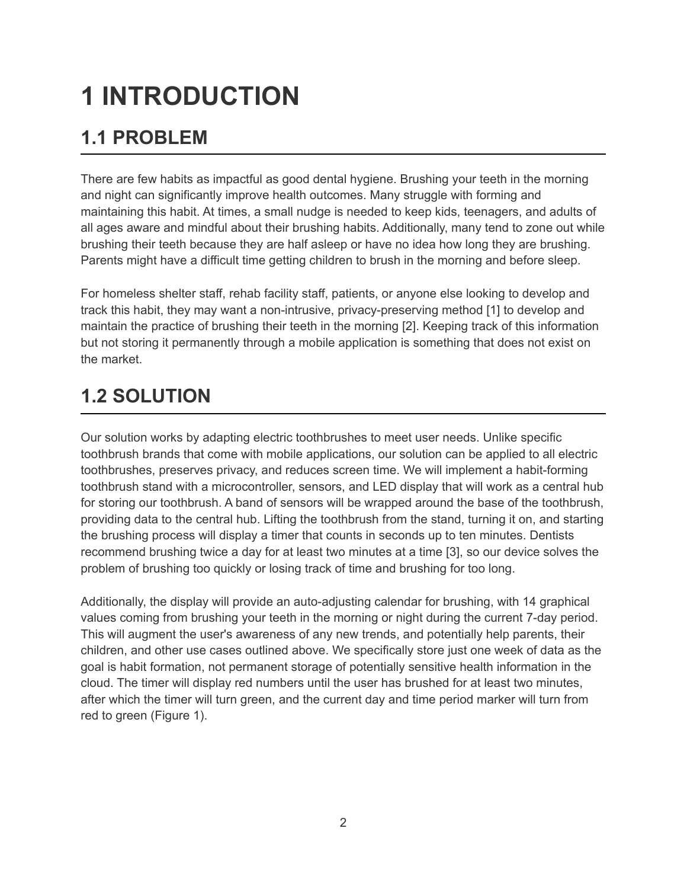# 1 INTRODUCTION

## 1.1 PROBLEM

There are few habits as impactful as good dental hygiene. Brushing your teeth in the morning and night can significantly improve health outcomes. Many struggle with forming and maintaining this habit. At times, a small nudge is needed to keep kids, teenagers, and adults of all ages aware and mindful about their brushing habits. Additionally, many tend to zone out while brushing their teeth because they are half asleep or have no idea how long they are brushing. Parents might have a difficult time getting children to brush in the morning and before sleep.

For homeless shelter staff, rehab facility staff, patients, or anyone else looking to develop and track this habit, they may want a non-intrusive, privacy-preserving method [1] to develop and maintain the practice of brushing their teeth in the morning [2]. Keeping track of this information but not storing it permanently through a mobile application is something that does not exist on the market.

## 1.2 SOLUTION

Our solution works by adapting electric toothbrushes to meet user needs. Unlike specific toothbrush brands that come with mobile applications, our solution can be applied to all electric toothbrushes, preserves privacy, and reduces screen time. We will implement a habit-forming toothbrush stand with a microcontroller, sensors, and LED display that will work as a central hub for storing our toothbrush. A band of sensors will be wrapped around the base of the toothbrush, providing data to the central hub. Lifting the toothbrush from the stand, turning it on, and starting the brushing process will display a timer that counts in seconds up to ten minutes. Dentists recommend brushing twice a day for at least two minutes at a time [3], so our device solves the problem of brushing too quickly or losing track of time and brushing for too long.

Additionally, the display will provide an auto-adjusting calendar for brushing, with 14 graphical values coming from brushing your teeth in the morning or night during the current 7-day period. This will augment the user's awareness of any new trends, and potentially help parents, their children, and other use cases outlined above. We specifically store just one week of data as the goal is habit formation, not permanent storage of potentially sensitive health information in the cloud. The timer will display red numbers until the user has brushed for at least two minutes, after which the timer will turn green, and the current day and time period marker will turn from red to green (Figure 1).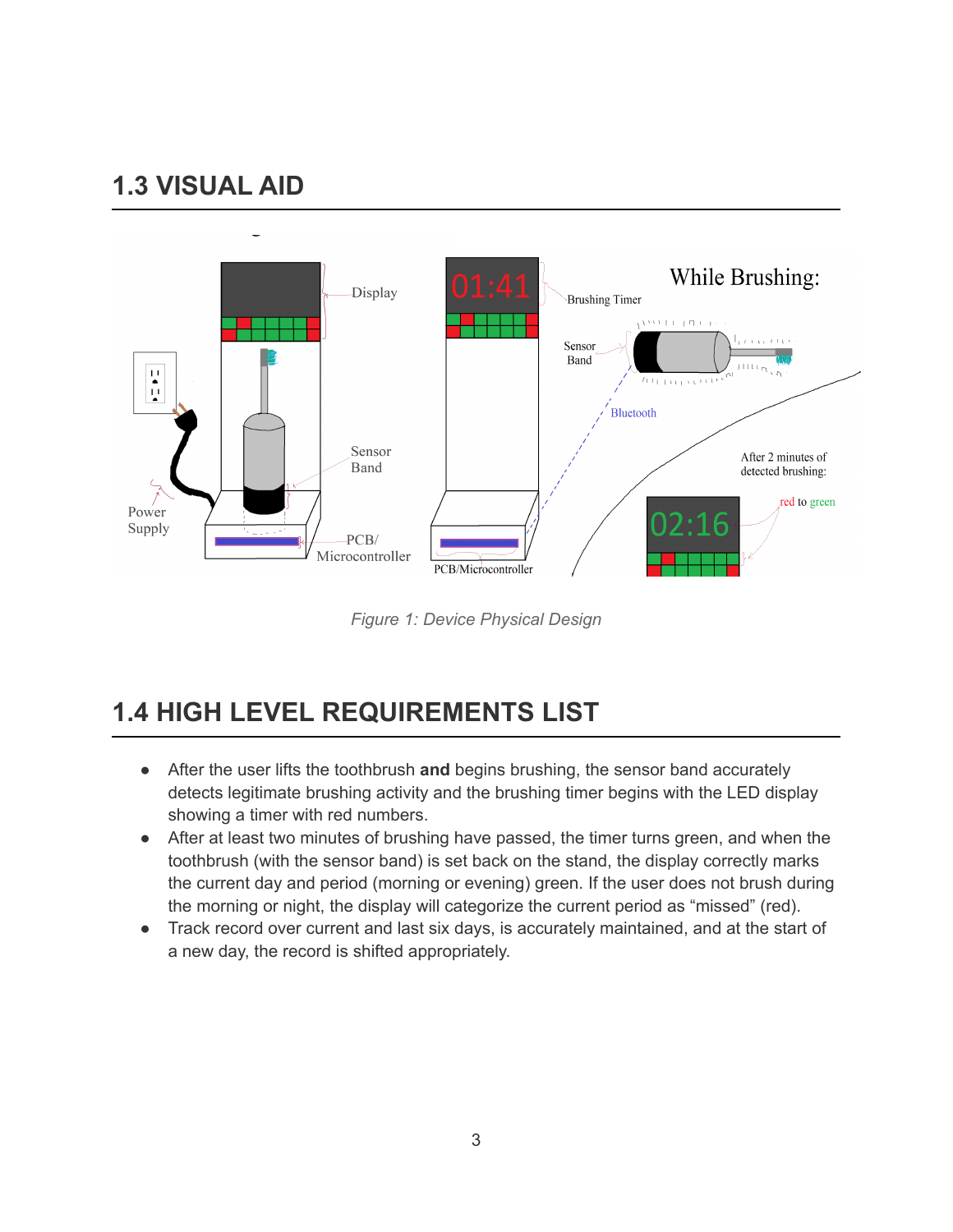## 1.3 VISUAL AID

*Figure 1: Device Physical Design*

## 1.4 HIGH LEVEL REQUIREMENTS LIST

- After the user lifts the toothbrush **and** begins brushing, the sensor band accurately detects legitimate brushing activity and the brushing timer begins with the LED display showing a timer with red numbers.
- After at least two minutes of brushing have passed, the timer turns green, and when the toothbrush (with the sensor band) is set back on the stand, the display correctly marks the current day and period (morning or evening) green. If the user does not brush during the morning or night, the display will categorize the current period as "missed" (red).
- Track record over current and last six days, is accurately maintained, and at the start of a new day, the record is shifted appropriately.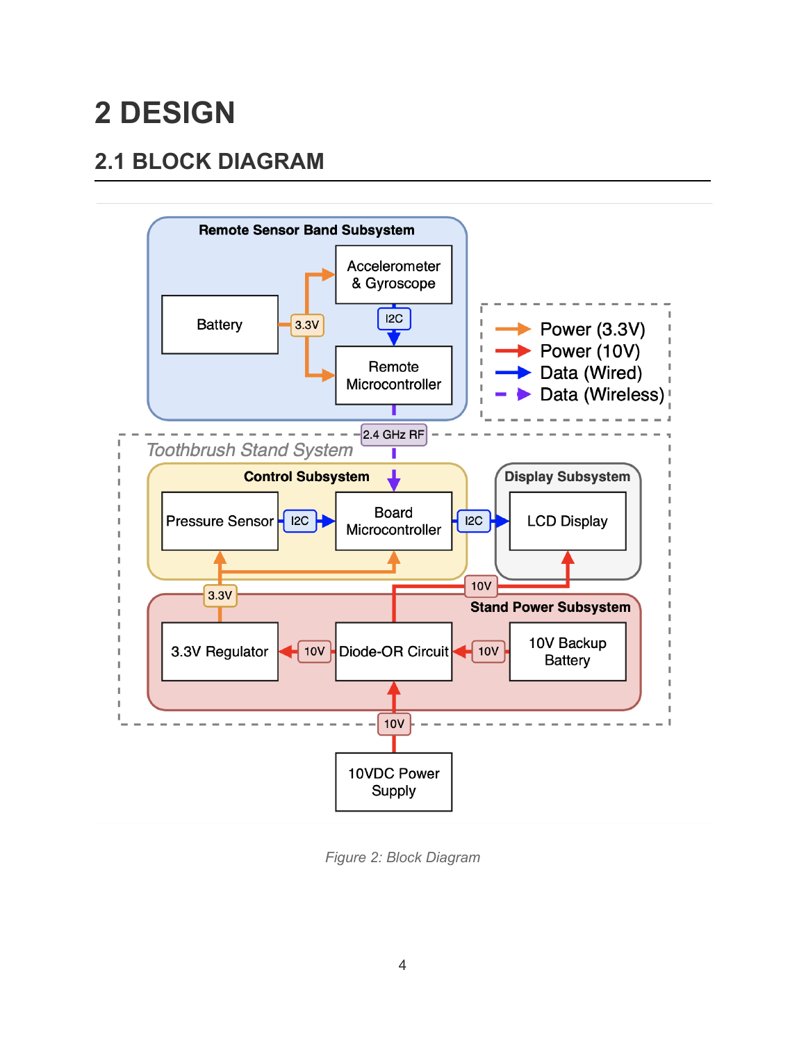# 2 DESIGN

## 2.1 BLOCK DIAGRAM

*Figure 2: Block Diagram*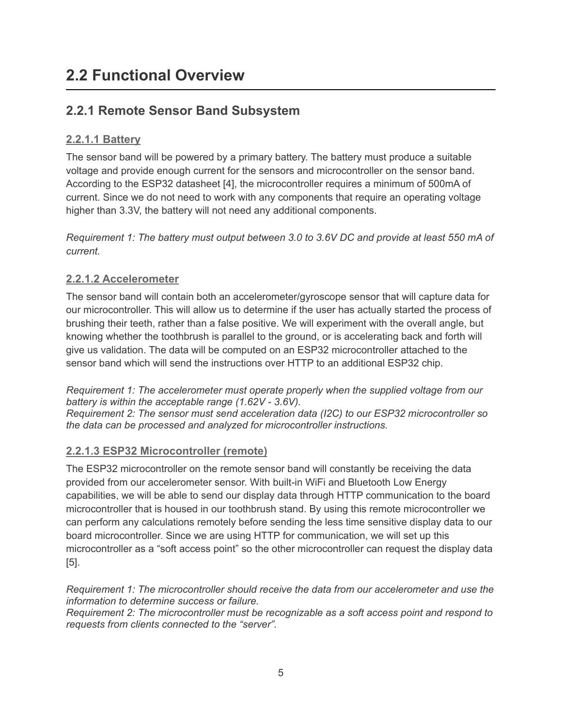# 2.2 Functional Overview

## 2.2.1 Remote Sensor Band Subsystem

### 2.2.1.1 Battery

The sensor band will be powered by a primary battery. The battery must produce a suitable voltage and provide enough current for the sensors and microcontroller on the sensor band. According to the ESP32 datasheet [4], the microcontroller requires a minimum of 500mA of current. Since we do not need to work with any components that require an operating voltage higher than 3.3V, the battery will not need any additional components.

*Requirement 1: The battery must output between 3.0 to 3.6V DC and provide at least 550 mA of current.*

### 2.2.1.2 Accelerometer

The sensor band will contain both an accelerometer/gyroscope sensor that will capture data for our microcontroller. This will allow us to determine if the user has actually started the process of brushing their teeth, rather than a false positive. We will experiment with the overall angle, but knowing whether the toothbrush is parallel to the ground, or is accelerating back and forth will give us validation. The data will be computed on an ESP32 microcontroller attached to the sensor band which will send the instructions over HTTP to an additional ESP32 chip.

*Requirement 1: The accelerometer must operate properly when the supplied voltage from our battery is within the acceptable range (1.62V - 3.6V).*
*Requirement 2: The sensor must send acceleration data (I2C) to our ESP32 microcontroller so the data can be processed and analyzed for microcontroller instructions.*

### 2.2.1.3 ESP32 Microcontroller (remote)

The ESP32 microcontroller on the remote sensor band will constantly be receiving the data provided from our accelerometer sensor. With built-in WiFi and Bluetooth Low Energy capabilities, we will be able to send our display data through HTTP communication to the board microcontroller that is housed in our toothbrush stand. By using this remote microcontroller we can perform any calculations remotely before sending the less time sensitive display data to our board microcontroller. Since we are using HTTP for communication, we will set up this microcontroller as a “soft access point” so the other microcontroller can request the display data [5].

*Requirement 1: The microcontroller should receive the data from our accelerometer and use the information to determine success or failure.*
*Requirement 2: The microcontroller must be recognizable as a soft access point and respond to requests from clients connected to the “server”.*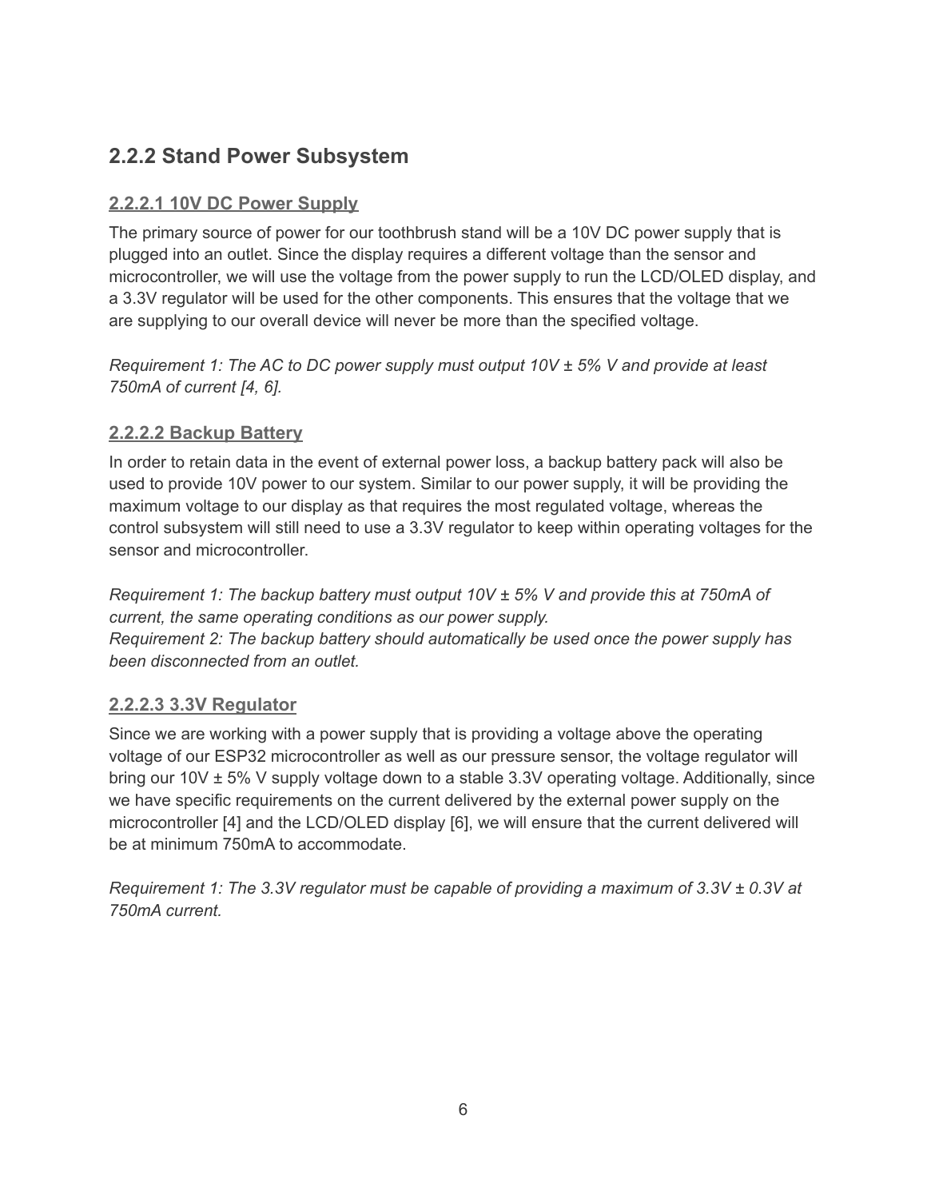## 2.2.2 Stand Power Subsystem

### 2.2.2.1 10V DC Power Supply

The primary source of power for our toothbrush stand will be a 10V DC power supply that is plugged into an outlet. Since the display requires a different voltage than the sensor and microcontroller, we will use the voltage from the power supply to run the LCD/OLED display, and a 3.3V regulator will be used for the other components. This ensures that the voltage that we are supplying to our overall device will never be more than the specified voltage.

*Requirement 1: The AC to DC power supply must output 10V ± 5% V and provide at least 750mA of current [4, 6].*

### 2.2.2.2 Backup Battery

In order to retain data in the event of external power loss, a backup battery pack will also be used to provide 10V power to our system. Similar to our power supply, it will be providing the maximum voltage to our display as that requires the most regulated voltage, whereas the control subsystem will still need to use a 3.3V regulator to keep within operating voltages for the sensor and microcontroller.

*Requirement 1: The backup battery must output 10V ± 5% V and provide this at 750mA of current, the same operating conditions as our power supply.*
*Requirement 2: The backup battery should automatically be used once the power supply has been disconnected from an outlet.*

### 2.2.2.3 3.3V Regulator

Since we are working with a power supply that is providing a voltage above the operating voltage of our ESP32 microcontroller as well as our pressure sensor, the voltage regulator will bring our 10V ± 5% V supply voltage down to a stable 3.3V operating voltage. Additionally, since we have specific requirements on the current delivered by the external power supply on the microcontroller [4] and the LCD/OLED display [6], we will ensure that the current delivered will be at minimum 750mA to accommodate.

*Requirement 1: The 3.3V regulator must be capable of providing a maximum of 3.3V ± 0.3V at 750mA current.*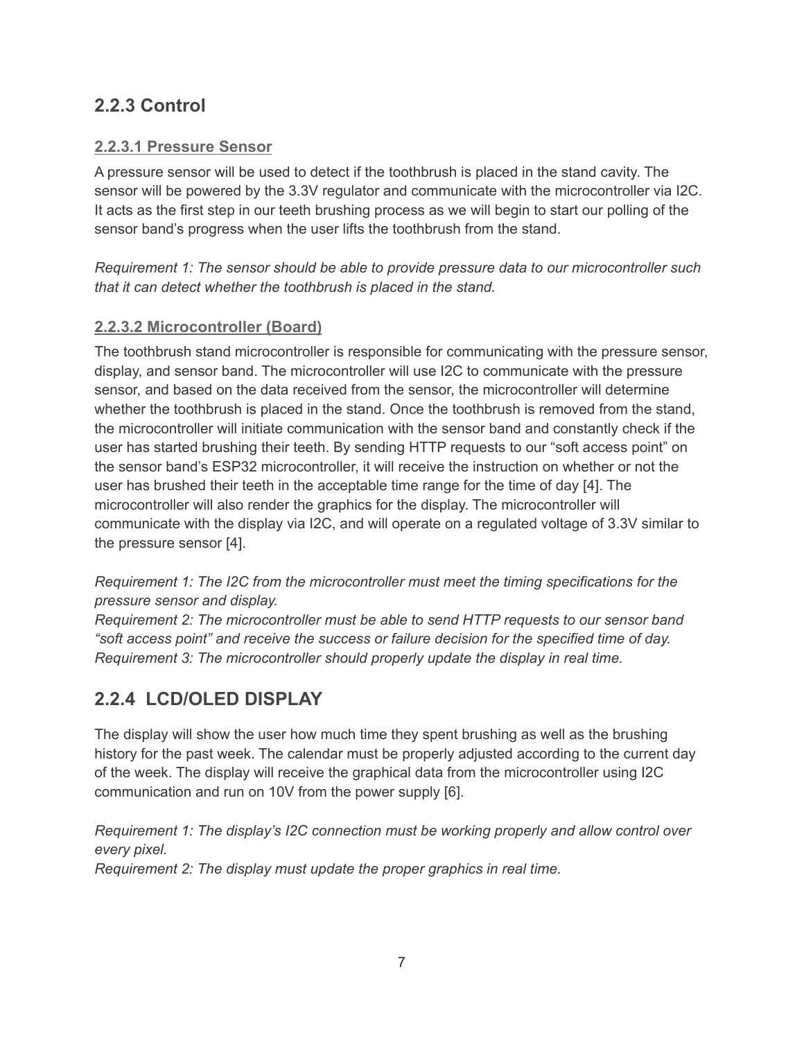## 2.2.3 Control

### 2.2.3.1 Pressure Sensor

A pressure sensor will be used to detect if the toothbrush is placed in the stand cavity. The sensor will be powered by the 3.3V regulator and communicate with the microcontroller via I2C. It acts as the first step in our teeth brushing process as we will begin to start our polling of the sensor band's progress when the user lifts the toothbrush from the stand.

*Requirement 1: The sensor should be able to provide pressure data to our microcontroller such that it can detect whether the toothbrush is placed in the stand.*

### 2.2.3.2 Microcontroller (Board)

The toothbrush stand microcontroller is responsible for communicating with the pressure sensor, display, and sensor band. The microcontroller will use I2C to communicate with the pressure sensor, and based on the data received from the sensor, the microcontroller will determine whether the toothbrush is placed in the stand. Once the toothbrush is removed from the stand, the microcontroller will initiate communication with the sensor band and constantly check if the user has started brushing their teeth. By sending HTTP requests to our "soft access point" on the sensor band's ESP32 microcontroller, it will receive the instruction on whether or not the user has brushed their teeth in the acceptable time range for the time of day [4]. The microcontroller will also render the graphics for the display. The microcontroller will communicate with the display via I2C, and will operate on a regulated voltage of 3.3V similar to the pressure sensor [4].

*Requirement 1: The I2C from the microcontroller must meet the timing specifications for the pressure sensor and display.*
*Requirement 2: The microcontroller must be able to send HTTP requests to our sensor band "soft access point" and receive the success or failure decision for the specified time of day.*
*Requirement 3: The microcontroller should properly update the display in real time.*

## 2.2.4 LCD/OLED DISPLAY

The display will show the user how much time they spent brushing as well as the brushing history for the past week. The calendar must be properly adjusted according to the current day of the week. The display will receive the graphical data from the microcontroller using I2C communication and run on 10V from the power supply [6].

*Requirement 1: The display's I2C connection must be working properly and allow control over every pixel.*
*Requirement 2: The display must update the proper graphics in real time.*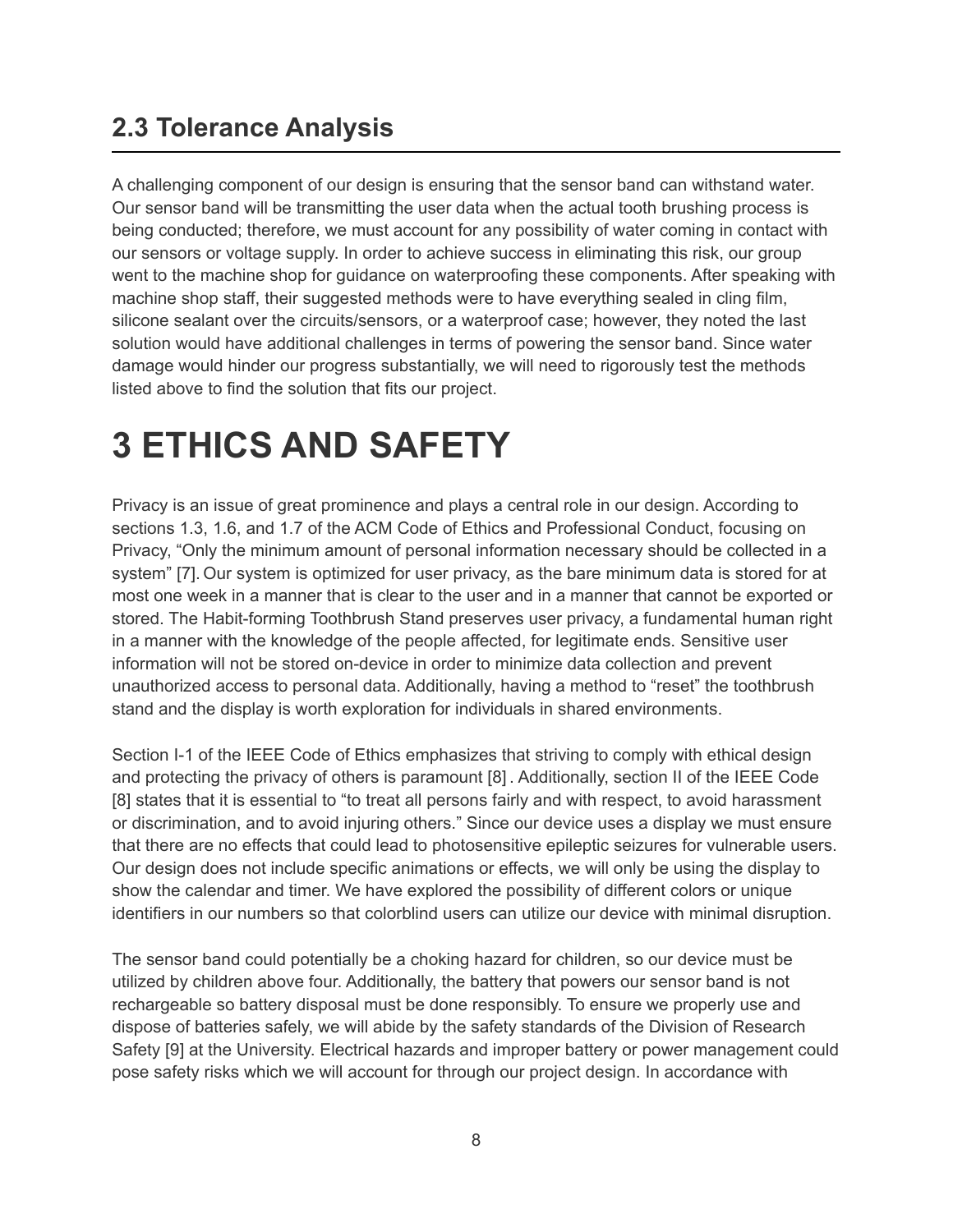## 2.3 Tolerance Analysis

A challenging component of our design is ensuring that the sensor band can withstand water. Our sensor band will be transmitting the user data when the actual tooth brushing process is being conducted; therefore, we must account for any possibility of water coming in contact with our sensors or voltage supply. In order to achieve success in eliminating this risk, our group went to the machine shop for guidance on waterproofing these components. After speaking with machine shop staff, their suggested methods were to have everything sealed in cling film, silicone sealant over the circuits/sensors, or a waterproof case; however, they noted the last solution would have additional challenges in terms of powering the sensor band. Since water damage would hinder our progress substantially, we will need to rigorously test the methods listed above to find the solution that fits our project.

# 3 ETHICS AND SAFETY

Privacy is an issue of great prominence and plays a central role in our design. According to sections 1.3, 1.6, and 1.7 of the ACM Code of Ethics and Professional Conduct, focusing on Privacy, "Only the minimum amount of personal information necessary should be collected in a system" [7]. Our system is optimized for user privacy, as the bare minimum data is stored for at most one week in a manner that is clear to the user and in a manner that cannot be exported or stored. The Habit-forming Toothbrush Stand preserves user privacy, a fundamental human right in a manner with the knowledge of the people affected, for legitimate ends. Sensitive user information will not be stored on-device in order to minimize data collection and prevent unauthorized access to personal data. Additionally, having a method to "reset" the toothbrush stand and the display is worth exploration for individuals in shared environments.

Section I-1 of the IEEE Code of Ethics emphasizes that striving to comply with ethical design and protecting the privacy of others is paramount [8] . Additionally, section II of the IEEE Code [8] states that it is essential to "to treat all persons fairly and with respect, to avoid harassment or discrimination, and to avoid injuring others." Since our device uses a display we must ensure that there are no effects that could lead to photosensitive epileptic seizures for vulnerable users. Our design does not include specific animations or effects, we will only be using the display to show the calendar and timer. We have explored the possibility of different colors or unique identifiers in our numbers so that colorblind users can utilize our device with minimal disruption.

The sensor band could potentially be a choking hazard for children, so our device must be utilized by children above four. Additionally, the battery that powers our sensor band is not rechargeable so battery disposal must be done responsibly. To ensure we properly use and dispose of batteries safely, we will abide by the safety standards of the Division of Research Safety [9] at the University. Electrical hazards and improper battery or power management could pose safety risks which we will account for through our project design. In accordance with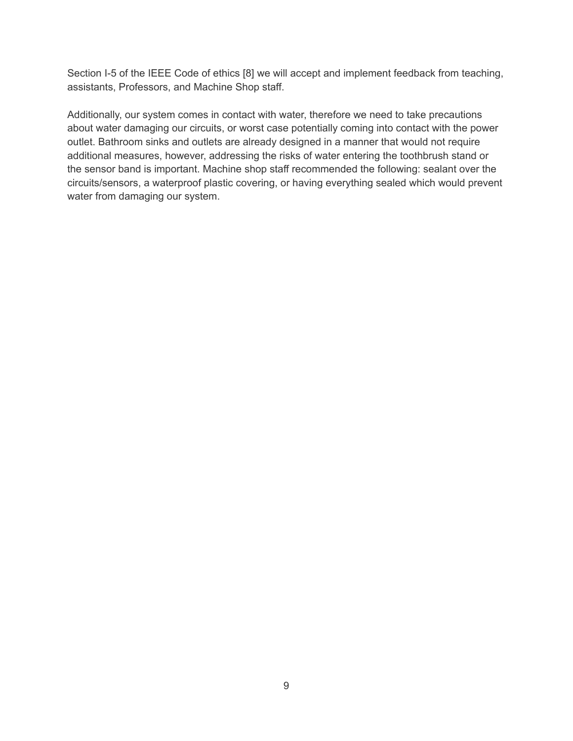Section I-5 of the IEEE Code of ethics [8] we will accept and implement feedback from teaching, assistants, Professors, and Machine Shop staff.

Additionally, our system comes in contact with water, therefore we need to take precautions about water damaging our circuits, or worst case potentially coming into contact with the power outlet. Bathroom sinks and outlets are already designed in a manner that would not require additional measures, however, addressing the risks of water entering the toothbrush stand or the sensor band is important. Machine shop staff recommended the following: sealant over the circuits/sensors, a waterproof plastic covering, or having everything sealed which would prevent water from damaging our system.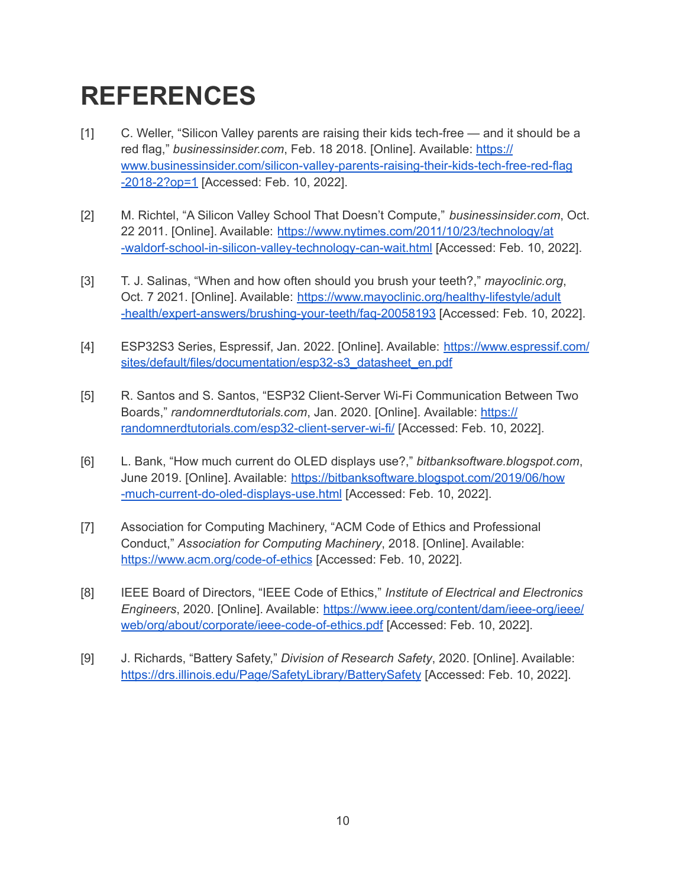# REFERENCES

[1] C. Weller, "Silicon Valley parents are raising their kids tech-free — and it should be a red flag," *businessinsider.com*, Feb. 18 2018. [Online]. Available: https://www.businessinsider.com/silicon-valley-parents-raising-their-kids-tech-free-red-flag-2018-2?op=1 [Accessed: Feb. 10, 2022].

[2] M. Richtel, "A Silicon Valley School That Doesn't Compute," *businessinsider.com*, Oct. 22 2011. [Online]. Available: https://www.nytimes.com/2011/10/23/technology/at-waldorf-school-in-silicon-valley-technology-can-wait.html [Accessed: Feb. 10, 2022].

[3] T. J. Salinas, "When and how often should you brush your teeth?," *mayoclinic.org*, Oct. 7 2021. [Online]. Available: https://www.mayoclinic.org/healthy-lifestyle/adult-health/expert-answers/brushing-your-teeth/faq-20058193 [Accessed: Feb. 10, 2022].

[4] ESP32S3 Series, Espressif, Jan. 2022. [Online]. Available: https://www.espressif.com/sites/default/files/documentation/esp32-s3_datasheet_en.pdf

[5] R. Santos and S. Santos, "ESP32 Client-Server Wi-Fi Communication Between Two Boards," *randomnerdtutorials.com*, Jan. 2020. [Online]. Available: https://randomnerdtutorials.com/esp32-client-server-wi-fi/ [Accessed: Feb. 10, 2022].

[6] L. Bank, "How much current do OLED displays use?," *bitbanksoftware.blogspot.com*, June 2019. [Online]. Available: https://bitbanksoftware.blogspot.com/2019/06/how-much-current-do-oled-displays-use.html [Accessed: Feb. 10, 2022].

[7] Association for Computing Machinery, "ACM Code of Ethics and Professional Conduct," *Association for Computing Machinery*, 2018. [Online]. Available: https://www.acm.org/code-of-ethics [Accessed: Feb. 10, 2022].

[8] IEEE Board of Directors, "IEEE Code of Ethics," *Institute of Electrical and Electronics Engineers*, 2020. [Online]. Available: https://www.ieee.org/content/dam/ieee-org/ieee/web/org/about/corporate/ieee-code-of-ethics.pdf [Accessed: Feb. 10, 2022].

[9] J. Richards, "Battery Safety," *Division of Research Safety*, 2020. [Online]. Available: https://drs.illinois.edu/Page/SafetyLibrary/BatterySafety [Accessed: Feb. 10, 2022].